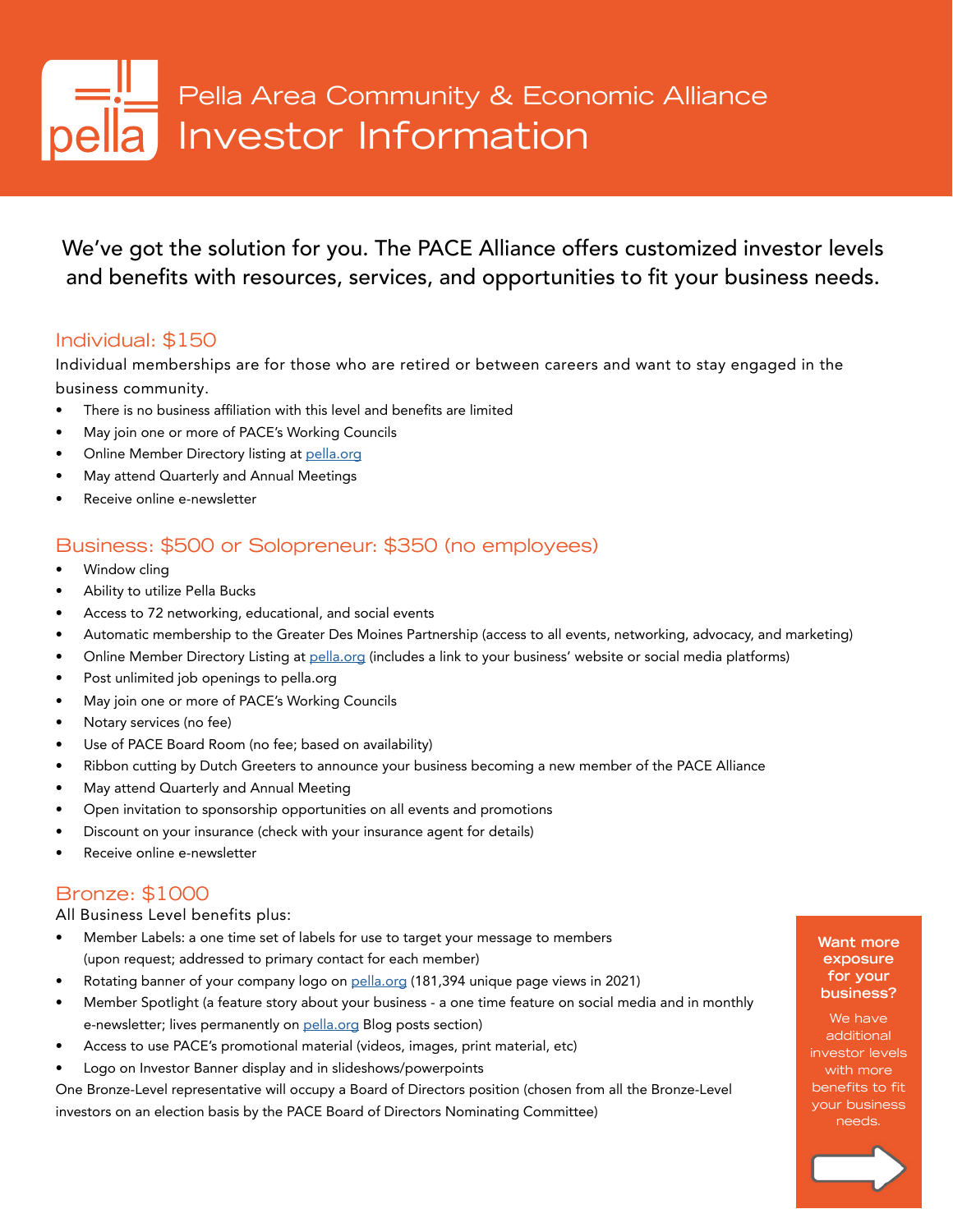# Pella Area Community & Economic Alliance Investor Information

We've got the solution for you. The PACE Alliance offers customized investor levels and benefits with resources, services, and opportunities to fit your business needs.

## Individual: $150

Individual memberships are for those who are retired or between careers and want to stay engaged in the business community.

- There is no business affiliation with this level and benefits are limited
- May join one or more of PACE's Working Councils
- Online Member Directory listing at pella.org
- May attend Quarterly and Annual Meetings
- Receive online e-newsletter

## Business: $500 or Solopreneur: $350 (no employees)

- Window cling
- Ability to utilize Pella Bucks
- Access to 72 networking, educational, and social events
- Automatic membership to the Greater Des Moines Partnership (access to all events, networking, advocacy, and marketing)
- Online Member Directory Listing at pella.org (includes a link to your business' website or social media platforms)
- Post unlimited job openings to pella.org
- May join one or more of PACE's Working Councils
- Notary services (no fee)
- Use of PACE Board Room (no fee; based on availability)
- Ribbon cutting by Dutch Greeters to announce your business becoming a new member of the PACE Alliance
- May attend Quarterly and Annual Meeting
- Open invitation to sponsorship opportunities on all events and promotions
- Discount on your insurance (check with your insurance agent for details)
- Receive online e-newsletter

## Bronze: $1000

All Business Level benefits plus:

- Member Labels: a one time set of labels for use to target your message to members (upon request; addressed to primary contact for each member)
- Rotating banner of your company logo on pella.org (181,394 unique page views in 2021)
- Member Spotlight (a feature story about your business - a one time feature on social media and in monthly e-newsletter; lives permanently on pella.org Blog posts section)
- Access to use PACE's promotional material (videos, images, print material, etc)
- Logo on Investor Banner display and in slideshows/powerpoints

One Bronze-Level representative will occupy a Board of Directors position (chosen from all the Bronze-Level investors on an election basis by the PACE Board of Directors Nominating Committee)

**Want more exposure for your business?**

We have additional investor levels with more benefits to fit your business needs.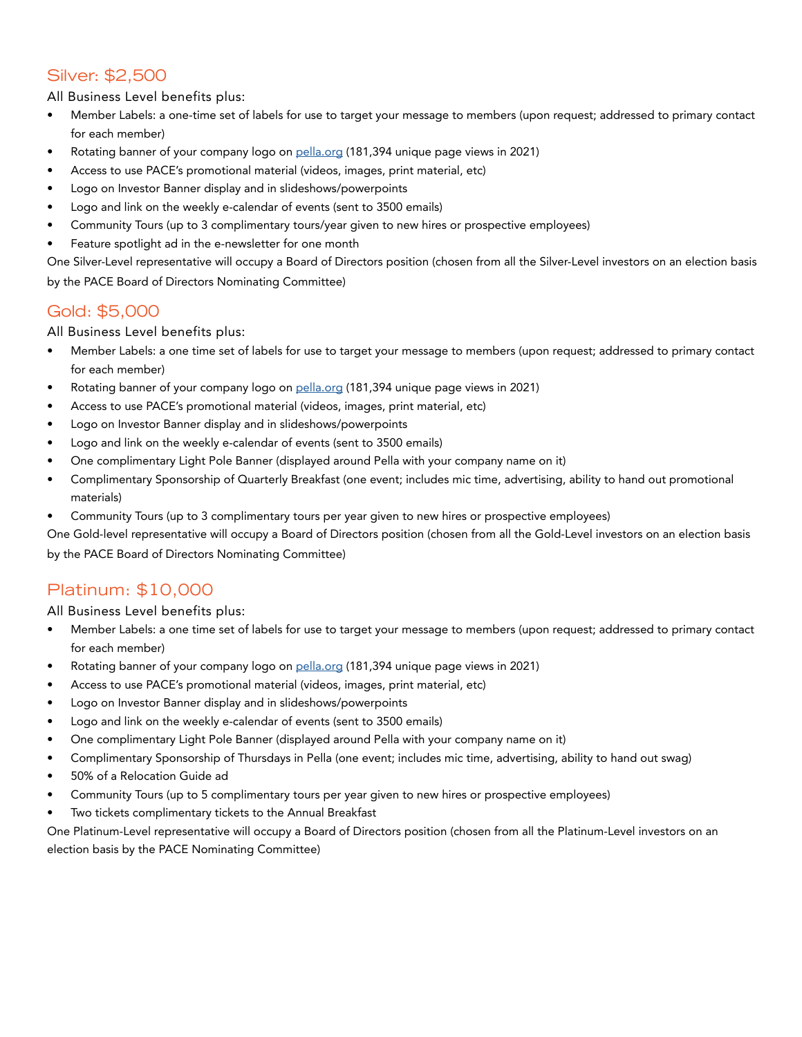## Silver: $2,500

All Business Level benefits plus:

- Member Labels: a one-time set of labels for use to target your message to members (upon request; addressed to primary contact for each member)
- Rotating banner of your company logo on pella.org (181,394 unique page views in 2021)
- Access to use PACE's promotional material (videos, images, print material, etc)
- Logo on Investor Banner display and in slideshows/powerpoints
- Logo and link on the weekly e-calendar of events (sent to 3500 emails)
- Community Tours (up to 3 complimentary tours/year given to new hires or prospective employees)
- Feature spotlight ad in the e-newsletter for one month

One Silver-Level representative will occupy a Board of Directors position (chosen from all the Silver-Level investors on an election basis by the PACE Board of Directors Nominating Committee)

## Gold: $5,000

All Business Level benefits plus:

- Member Labels: a one time set of labels for use to target your message to members (upon request; addressed to primary contact for each member)
- Rotating banner of your company logo on pella.org (181,394 unique page views in 2021)
- Access to use PACE's promotional material (videos, images, print material, etc)
- Logo on Investor Banner display and in slideshows/powerpoints
- Logo and link on the weekly e-calendar of events (sent to 3500 emails)
- One complimentary Light Pole Banner (displayed around Pella with your company name on it)
- Complimentary Sponsorship of Quarterly Breakfast (one event; includes mic time, advertising, ability to hand out promotional materials)
- Community Tours (up to 3 complimentary tours per year given to new hires or prospective employees)

One Gold-level representative will occupy a Board of Directors position (chosen from all the Gold-Level investors on an election basis by the PACE Board of Directors Nominating Committee)

## Platinum: $10,000

All Business Level benefits plus:

- Member Labels: a one time set of labels for use to target your message to members (upon request; addressed to primary contact for each member)
- Rotating banner of your company logo on pella.org (181,394 unique page views in 2021)
- Access to use PACE's promotional material (videos, images, print material, etc)
- Logo on Investor Banner display and in slideshows/powerpoints
- Logo and link on the weekly e-calendar of events (sent to 3500 emails)
- One complimentary Light Pole Banner (displayed around Pella with your company name on it)
- Complimentary Sponsorship of Thursdays in Pella (one event; includes mic time, advertising, ability to hand out swag)
- 50% of a Relocation Guide ad
- Community Tours (up to 5 complimentary tours per year given to new hires or prospective employees)
- Two tickets complimentary tickets to the Annual Breakfast

One Platinum-Level representative will occupy a Board of Directors position (chosen from all the Platinum-Level investors on an election basis by the PACE Nominating Committee)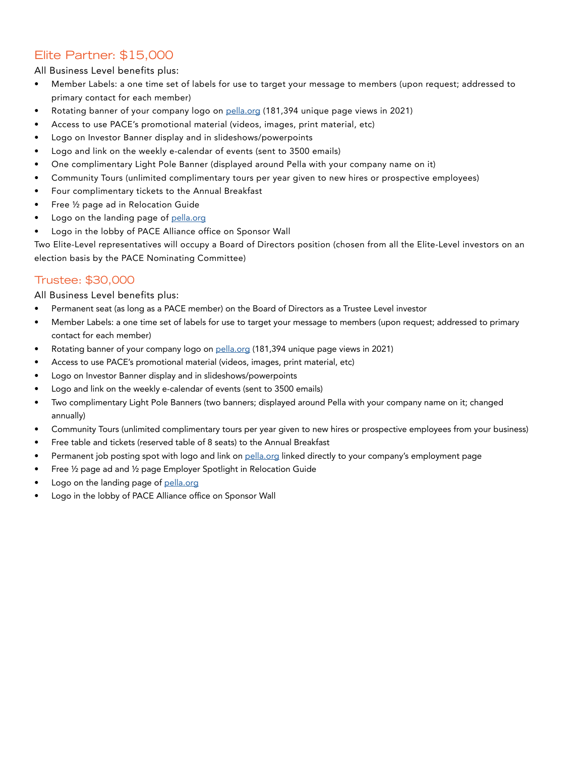## Elite Partner: $15,000

All Business Level benefits plus:

- Member Labels: a one time set of labels for use to target your message to members (upon request; addressed to primary contact for each member)
- Rotating banner of your company logo on pella.org (181,394 unique page views in 2021)
- Access to use PACE's promotional material (videos, images, print material, etc)
- Logo on Investor Banner display and in slideshows/powerpoints
- Logo and link on the weekly e-calendar of events (sent to 3500 emails)
- One complimentary Light Pole Banner (displayed around Pella with your company name on it)
- Community Tours (unlimited complimentary tours per year given to new hires or prospective employees)
- Four complimentary tickets to the Annual Breakfast
- Free ½ page ad in Relocation Guide
- Logo on the landing page of pella.org
- Logo in the lobby of PACE Alliance office on Sponsor Wall

Two Elite-Level representatives will occupy a Board of Directors position (chosen from all the Elite-Level investors on an election basis by the PACE Nominating Committee)

## Trustee: $30,000

All Business Level benefits plus:

- Permanent seat (as long as a PACE member) on the Board of Directors as a Trustee Level investor
- Member Labels: a one time set of labels for use to target your message to members (upon request; addressed to primary contact for each member)
- Rotating banner of your company logo on pella.org (181,394 unique page views in 2021)
- Access to use PACE's promotional material (videos, images, print material, etc)
- Logo on Investor Banner display and in slideshows/powerpoints
- Logo and link on the weekly e-calendar of events (sent to 3500 emails)
- Two complimentary Light Pole Banners (two banners; displayed around Pella with your company name on it; changed annually)
- Community Tours (unlimited complimentary tours per year given to new hires or prospective employees from your business)
- Free table and tickets (reserved table of 8 seats) to the Annual Breakfast
- Permanent job posting spot with logo and link on pella.org linked directly to your company's employment page
- Free ½ page ad and ½ page Employer Spotlight in Relocation Guide
- Logo on the landing page of pella.org
- Logo in the lobby of PACE Alliance office on Sponsor Wall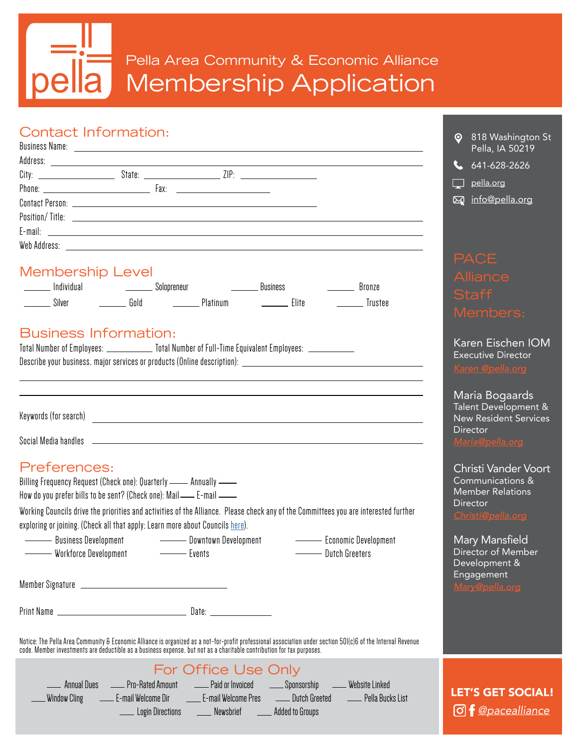# Pella Area Community & Economic Alliance Membership Application

## Contact Information:

Business Name: ____________________

Address: ____________________

City: __________ State: __________ ZIP: __________

Phone: __________ Fax: __________

Contact Person: ____________________

Position/ Title: ____________________

E-mail: ____________________

Web Address: ____________________

## Membership Level

____ Individual ____ Solopreneur ____ Business ____ Bronze

____ Silver ____ Gold ____ Platinum ____ Elite ____ Trustee

## Business Information:

Total Number of Employees: ______ Total Number of Full-Time Equivalent Employees: ______

Describe your business, major services or products (Online description): ____________________

Keywords (for search) ____________________

Social Media handles ____________________

## Preferences:

Billing Frequency Request (Check one): Quarterly ____ Annually ____

How do you prefer bills to be sent? (Check one): Mail ____ E-mail ____

Working Councils drive the priorities and activities of the Alliance. Please check any of the Committees you are interested further exploring or joining. (Check all that apply; Learn more about Councils here).

____ Business Development ____ Downtown Development ____ Economic Development

____ Workforce Development ____ Events ____ Dutch Greeters

Member Signature ____________________

Print Name ____________________ Date: __________

Notice: The Pella Area Community & Economic Alliance is organized as a not-for-profit professional association under section 501(c)6 of the Internal Revenue code. Member investments are deductible as a business expense, but not as a charitable contribution for tax purposes.

## For Office Use Only

____ Annual Dues ____ Pro-Rated Amount ____ Paid or Invoiced ____ Sponsorship ____ Website Linked

____ Window Cling ____ E-mail Welcome Dir ____ E-mail Welcome Pres ____ Dutch Greeted ____ Pella Bucks List

____ Login Directions ____ Newsbrief ____ Added to Groups

---

818 Washington St
Pella, IA 50219

641-628-2626

pella.org

info@pella.org

## PACE Alliance Staff Members:

**Karen Eischen IOM**
Executive Director
Karen @pella.org

**Maria Bogaards**
Talent Development & New Resident Services Director
Maria@pella.org

**Christi Vander Voort**
Communications & Member Relations Director
Christi@pella.org

**Mary Mansfield**
Director of Member Development & Engagement
Mary@pella.org

**LET'S GET SOCIAL!**
@pacealliance